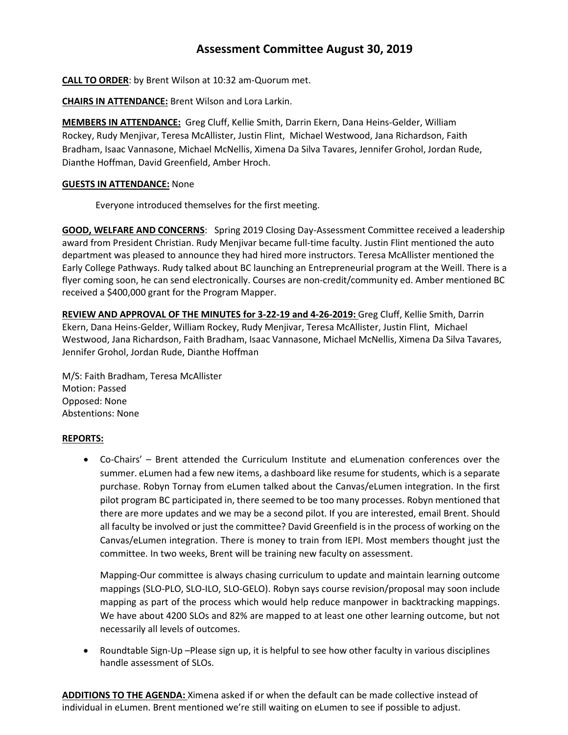# Assessment Committee August 30, 2019

**CALL TO ORDER**: by Brent Wilson at 10:32 am-Quorum met.

**CHAIRS IN ATTENDANCE:** Brent Wilson and Lora Larkin.

**MEMBERS IN ATTENDANCE:** Greg Cluff, Kellie Smith, Darrin Ekern, Dana Heins-Gelder, William Rockey, Rudy Menjivar, Teresa McAllister, Justin Flint, Michael Westwood, Jana Richardson, Faith Bradham, Isaac Vannasone, Michael McNellis, Ximena Da Silva Tavares, Jennifer Grohol, Jordan Rude, Dianthe Hoffman, David Greenfield, Amber Hroch.

**GUESTS IN ATTENDANCE:** None

Everyone introduced themselves for the first meeting.

**GOOD, WELFARE AND CONCERNS**: Spring 2019 Closing Day-Assessment Committee received a leadership award from President Christian. Rudy Menjivar became full-time faculty. Justin Flint mentioned the auto department was pleased to announce they had hired more instructors. Teresa McAllister mentioned the Early College Pathways. Rudy talked about BC launching an Entrepreneurial program at the Weill. There is a flyer coming soon, he can send electronically. Courses are non-credit/community ed. Amber mentioned BC received a $400,000 grant for the Program Mapper.

**REVIEW AND APPROVAL OF THE MINUTES for 3-22-19 and 4-26-2019:** Greg Cluff, Kellie Smith, Darrin Ekern, Dana Heins-Gelder, William Rockey, Rudy Menjivar, Teresa McAllister, Justin Flint, Michael Westwood, Jana Richardson, Faith Bradham, Isaac Vannasone, Michael McNellis, Ximena Da Silva Tavares, Jennifer Grohol, Jordan Rude, Dianthe Hoffman

M/S: Faith Bradham, Teresa McAllister
Motion: Passed
Opposed: None
Abstentions: None

**REPORTS:**

- Co-Chairs' – Brent attended the Curriculum Institute and eLumenation conferences over the summer. eLumen had a few new items, a dashboard like resume for students, which is a separate purchase. Robyn Tornay from eLumen talked about the Canvas/eLumen integration. In the first pilot program BC participated in, there seemed to be too many processes. Robyn mentioned that there are more updates and we may be a second pilot. If you are interested, email Brent. Should all faculty be involved or just the committee? David Greenfield is in the process of working on the Canvas/eLumen integration. There is money to train from IEPI. Most members thought just the committee. In two weeks, Brent will be training new faculty on assessment.

  Mapping-Our committee is always chasing curriculum to update and maintain learning outcome mappings (SLO-PLO, SLO-ILO, SLO-GELO). Robyn says course revision/proposal may soon include mapping as part of the process which would help reduce manpower in backtracking mappings. We have about 4200 SLOs and 82% are mapped to at least one other learning outcome, but not necessarily all levels of outcomes.

- Roundtable Sign-Up –Please sign up, it is helpful to see how other faculty in various disciplines handle assessment of SLOs.

**ADDITIONS TO THE AGENDA:** Ximena asked if or when the default can be made collective instead of individual in eLumen. Brent mentioned we're still waiting on eLumen to see if possible to adjust.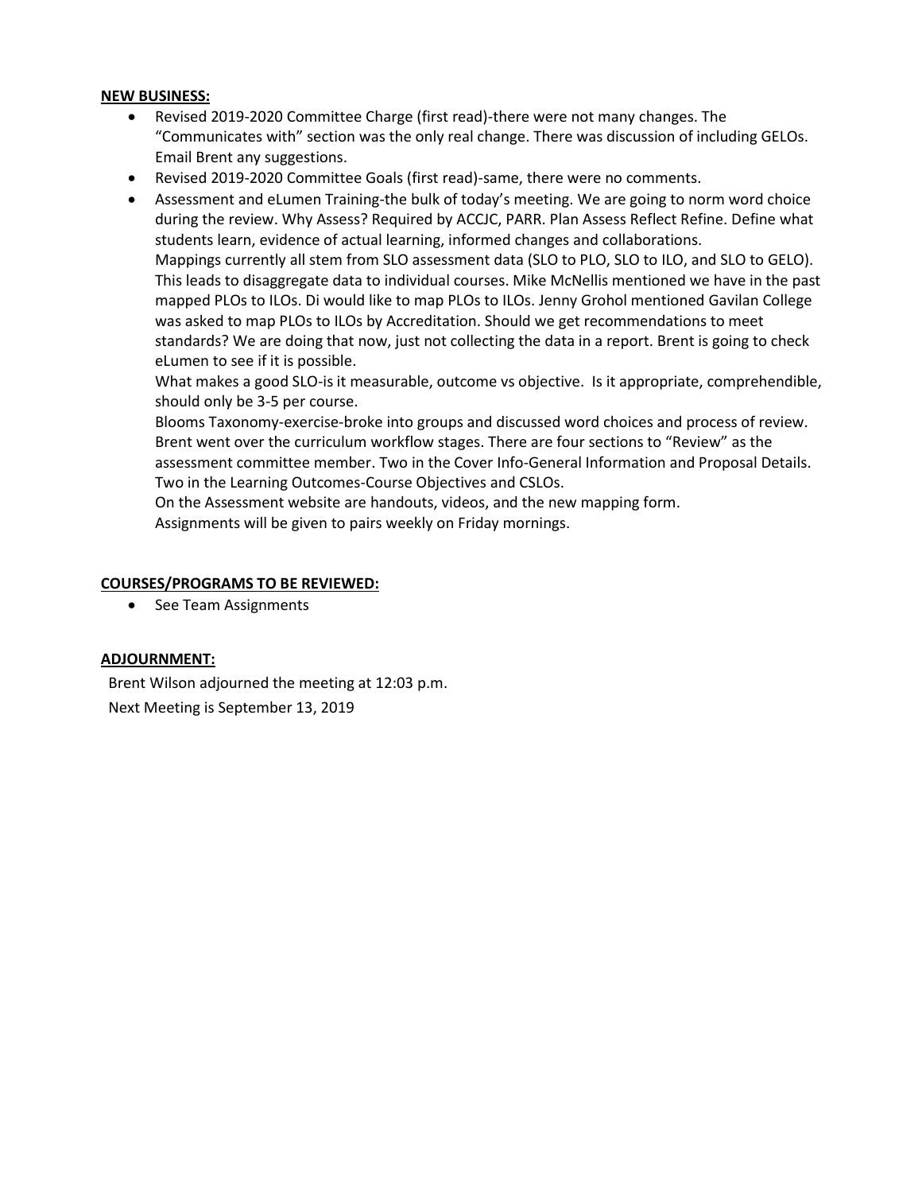**NEW BUSINESS:**

- Revised 2019-2020 Committee Charge (first read)-there were not many changes. The "Communicates with" section was the only real change. There was discussion of including GELOs. Email Brent any suggestions.
- Revised 2019-2020 Committee Goals (first read)-same, there were no comments.
- Assessment and eLumen Training-the bulk of today's meeting. We are going to norm word choice during the review. Why Assess? Required by ACCJC, PARR. Plan Assess Reflect Refine. Define what students learn, evidence of actual learning, informed changes and collaborations.
  Mappings currently all stem from SLO assessment data (SLO to PLO, SLO to ILO, and SLO to GELO). This leads to disaggregate data to individual courses. Mike McNellis mentioned we have in the past mapped PLOs to ILOs. Di would like to map PLOs to ILOs. Jenny Grohol mentioned Gavilan College was asked to map PLOs to ILOs by Accreditation. Should we get recommendations to meet standards? We are doing that now, just not collecting the data in a report. Brent is going to check eLumen to see if it is possible.
  What makes a good SLO-is it measurable, outcome vs objective. Is it appropriate, comprehendible, should only be 3-5 per course.
  Blooms Taxonomy-exercise-broke into groups and discussed word choices and process of review. Brent went over the curriculum workflow stages. There are four sections to "Review" as the assessment committee member. Two in the Cover Info-General Information and Proposal Details. Two in the Learning Outcomes-Course Objectives and CSLOs.
  On the Assessment website are handouts, videos, and the new mapping form.
  Assignments will be given to pairs weekly on Friday mornings.

**COURSES/PROGRAMS TO BE REVIEWED:**

- See Team Assignments

**ADJOURNMENT:**

Brent Wilson adjourned the meeting at 12:03 p.m.

Next Meeting is September 13, 2019